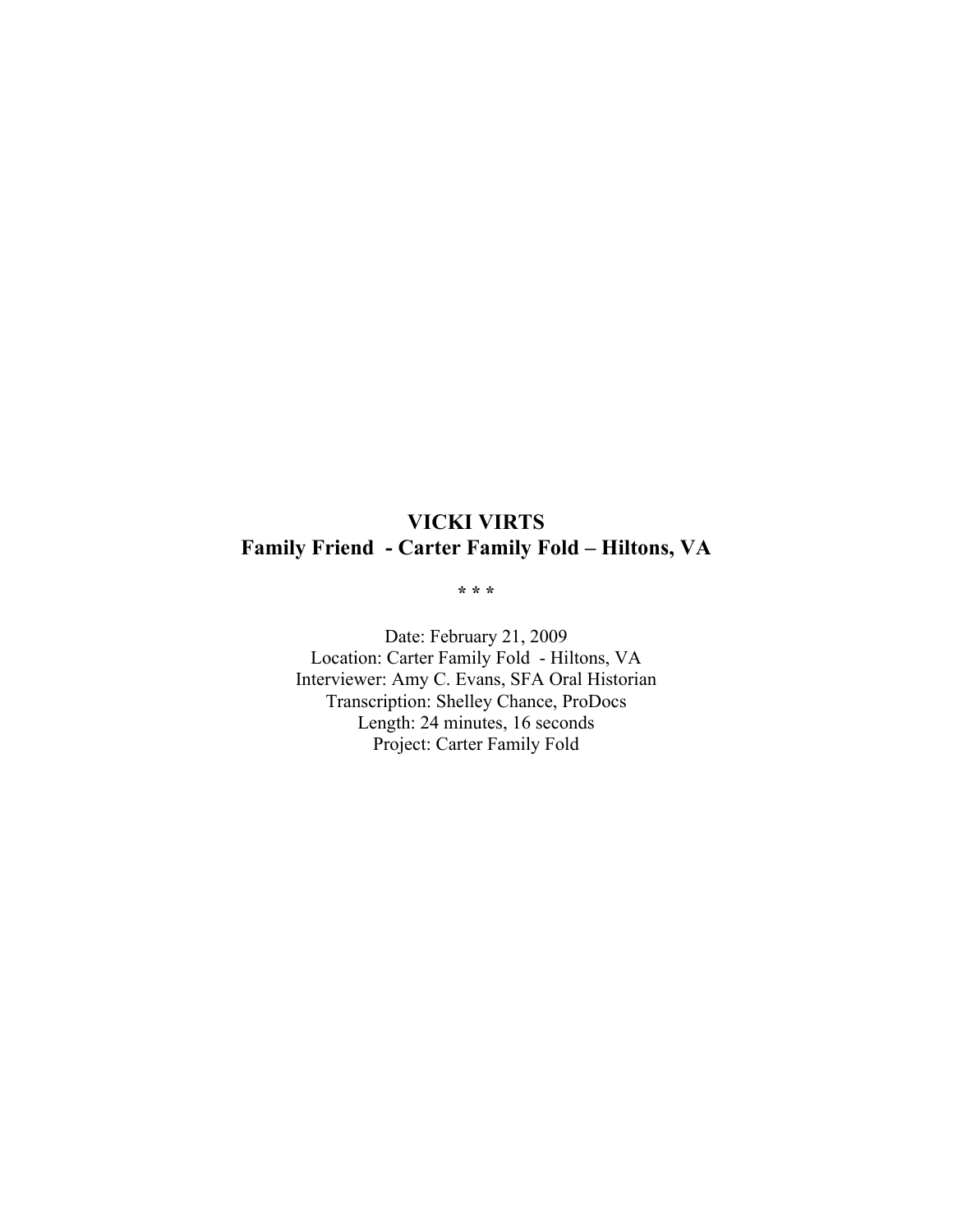# VICKI VIRTS
## Family Friend - Carter Family Fold – Hiltons, VA

\* \* \*

Date: February 21, 2009
Location: Carter Family Fold - Hiltons, VA
Interviewer: Amy C. Evans, SFA Oral Historian
Transcription: Shelley Chance, ProDocs
Length: 24 minutes, 16 seconds
Project: Carter Family Fold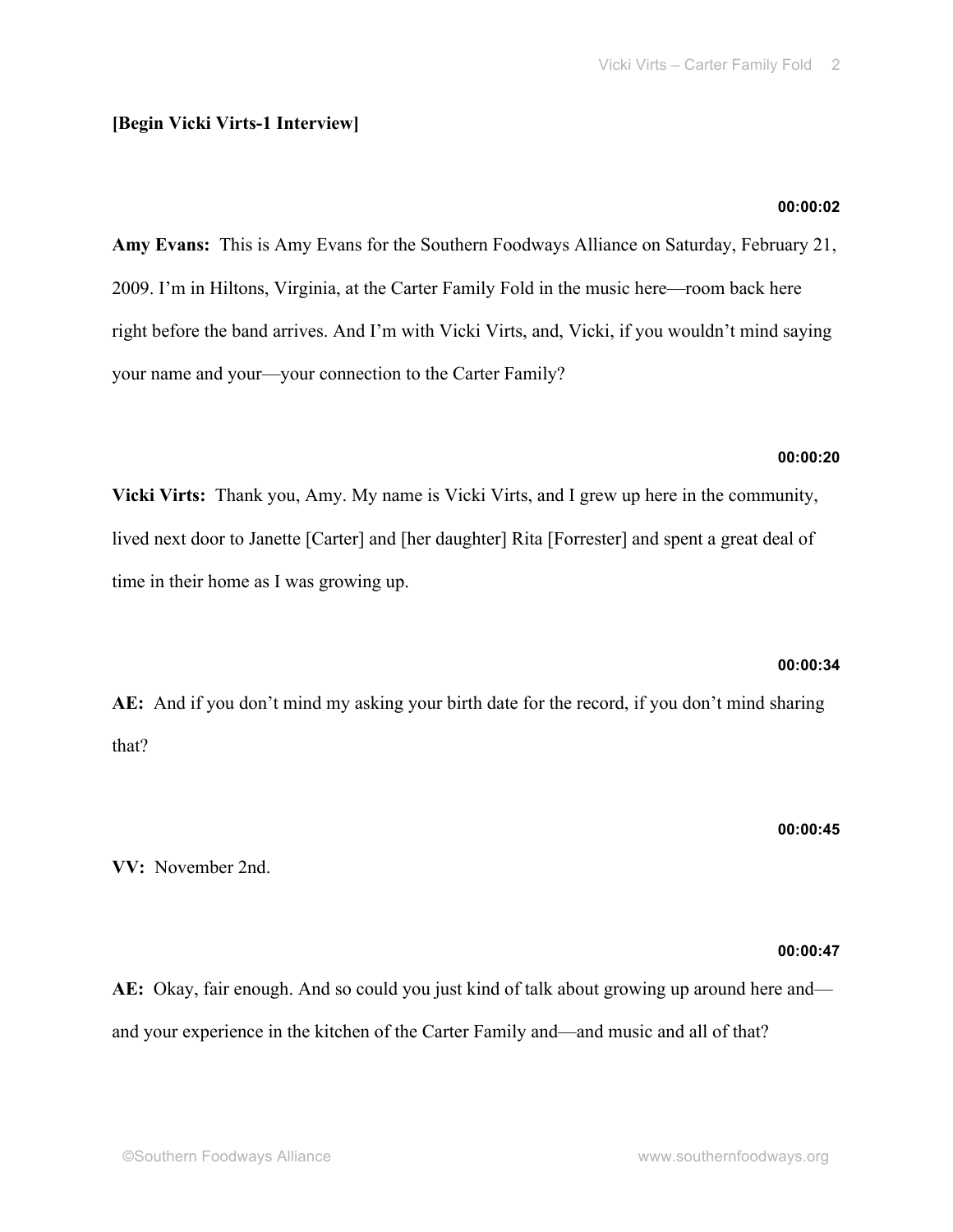**[Begin Vicki Virts-1 Interview]**

**00:00:02**

**Amy Evans:** This is Amy Evans for the Southern Foodways Alliance on Saturday, February 21, 2009. I'm in Hiltons, Virginia, at the Carter Family Fold in the music here—room back here right before the band arrives. And I'm with Vicki Virts, and, Vicki, if you wouldn't mind saying your name and your—your connection to the Carter Family?

**00:00:20**

**Vicki Virts:** Thank you, Amy. My name is Vicki Virts, and I grew up here in the community, lived next door to Janette [Carter] and [her daughter] Rita [Forrester] and spent a great deal of time in their home as I was growing up.

**00:00:34**

**AE:** And if you don't mind my asking your birth date for the record, if you don't mind sharing that?

**00:00:45**

**VV:** November 2nd.

**00:00:47**

**AE:** Okay, fair enough. And so could you just kind of talk about growing up around here and—and your experience in the kitchen of the Carter Family and—and music and all of that?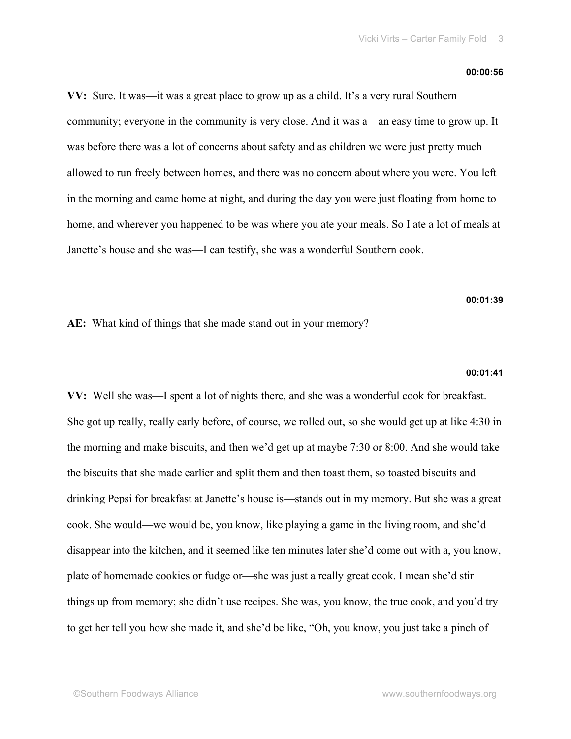**00:00:56**

**VV:** Sure. It was—it was a great place to grow up as a child. It's a very rural Southern community; everyone in the community is very close. And it was a—an easy time to grow up. It was before there was a lot of concerns about safety and as children we were just pretty much allowed to run freely between homes, and there was no concern about where you were. You left in the morning and came home at night, and during the day you were just floating from home to home, and wherever you happened to be was where you ate your meals. So I ate a lot of meals at Janette's house and she was—I can testify, she was a wonderful Southern cook.

**00:01:39**

**AE:** What kind of things that she made stand out in your memory?

**00:01:41**

**VV:** Well she was—I spent a lot of nights there, and she was a wonderful cook for breakfast. She got up really, really early before, of course, we rolled out, so she would get up at like 4:30 in the morning and make biscuits, and then we'd get up at maybe 7:30 or 8:00. And she would take the biscuits that she made earlier and split them and then toast them, so toasted biscuits and drinking Pepsi for breakfast at Janette's house is—stands out in my memory. But she was a great cook. She would—we would be, you know, like playing a game in the living room, and she'd disappear into the kitchen, and it seemed like ten minutes later she'd come out with a, you know, plate of homemade cookies or fudge or—she was just a really great cook. I mean she'd stir things up from memory; she didn't use recipes. She was, you know, the true cook, and you'd try to get her tell you how she made it, and she'd be like, "Oh, you know, you just take a pinch of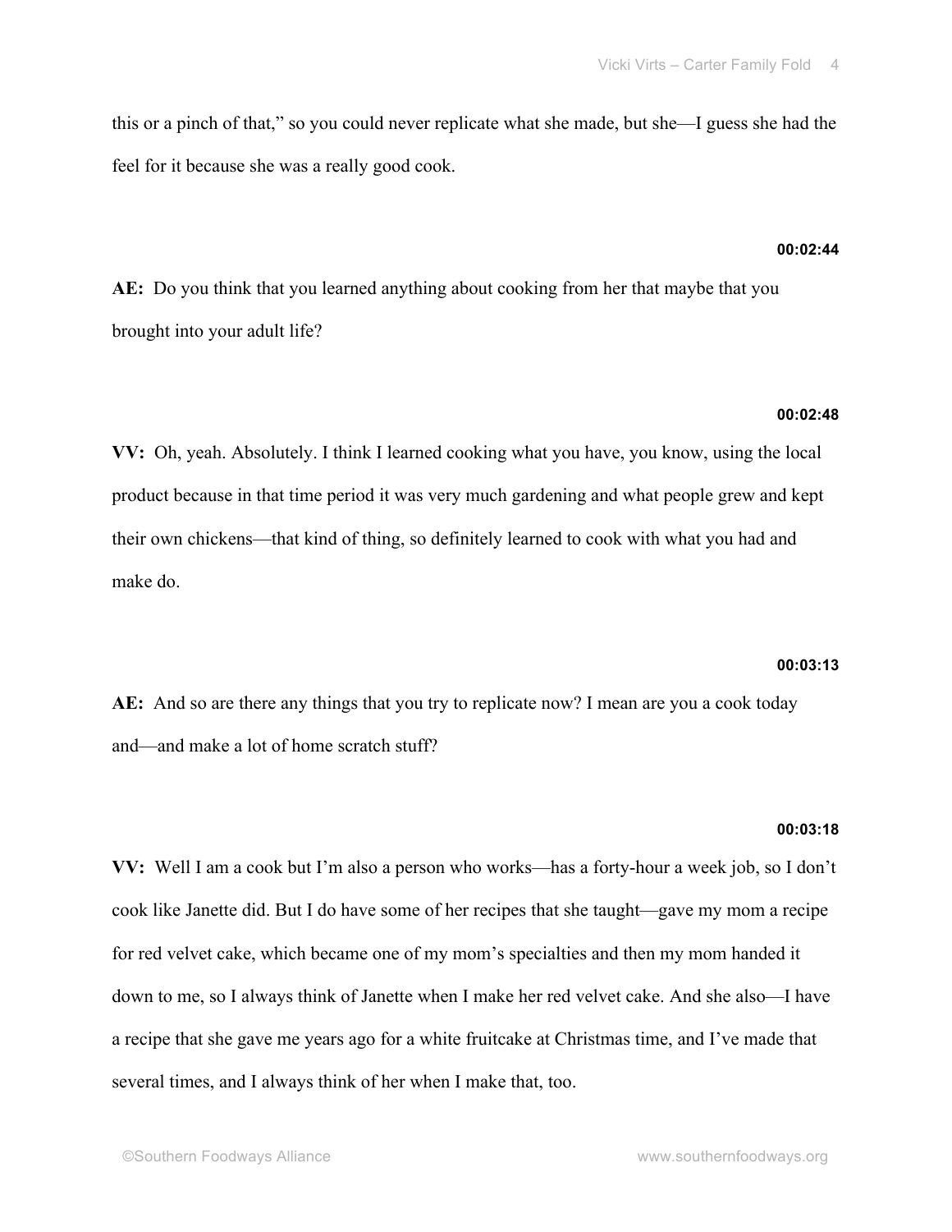this or a pinch of that," so you could never replicate what she made, but she—I guess she had the feel for it because she was a really good cook.

**00:02:44**

**AE:** Do you think that you learned anything about cooking from her that maybe that you brought into your adult life?

**00:02:48**

**VV:** Oh, yeah. Absolutely. I think I learned cooking what you have, you know, using the local product because in that time period it was very much gardening and what people grew and kept their own chickens—that kind of thing, so definitely learned to cook with what you had and make do.

**00:03:13**

**AE:** And so are there any things that you try to replicate now? I mean are you a cook today and—and make a lot of home scratch stuff?

**00:03:18**

**VV:** Well I am a cook but I'm also a person who works—has a forty-hour a week job, so I don't cook like Janette did. But I do have some of her recipes that she taught—gave my mom a recipe for red velvet cake, which became one of my mom's specialties and then my mom handed it down to me, so I always think of Janette when I make her red velvet cake. And she also—I have a recipe that she gave me years ago for a white fruitcake at Christmas time, and I've made that several times, and I always think of her when I make that, too.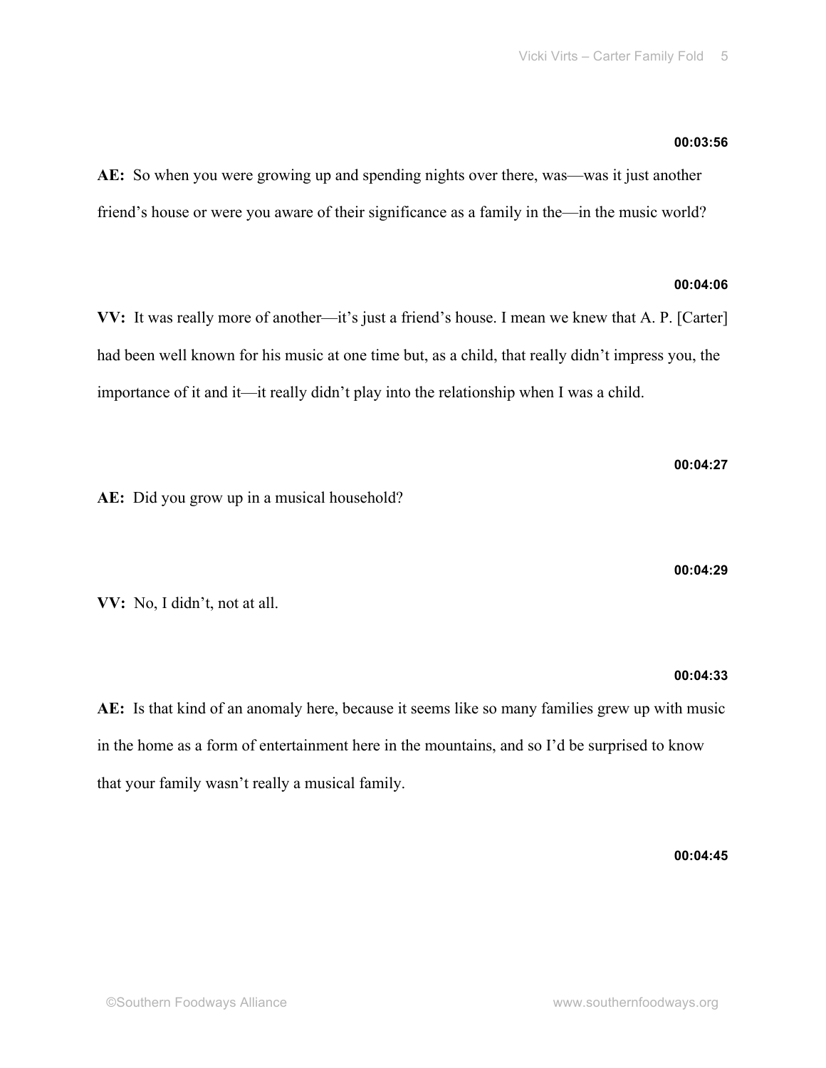**00:03:56**

**AE:** So when you were growing up and spending nights over there, was—was it just another friend's house or were you aware of their significance as a family in the—in the music world?

**00:04:06**

**VV:** It was really more of another—it's just a friend's house. I mean we knew that A. P. [Carter] had been well known for his music at one time but, as a child, that really didn't impress you, the importance of it and it—it really didn't play into the relationship when I was a child.

**00:04:27**

**AE:** Did you grow up in a musical household?

**00:04:29**

**VV:** No, I didn't, not at all.

**00:04:33**

**AE:** Is that kind of an anomaly here, because it seems like so many families grew up with music in the home as a form of entertainment here in the mountains, and so I'd be surprised to know that your family wasn't really a musical family.

**00:04:45**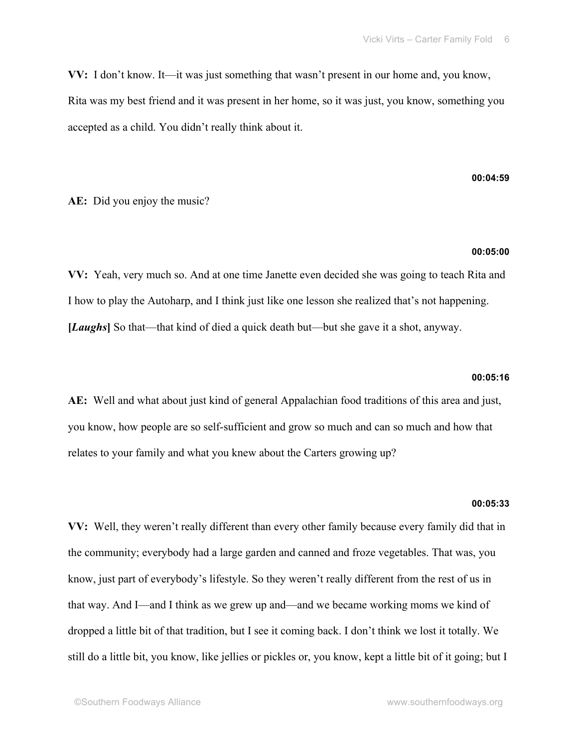**VV:** I don't know. It—it was just something that wasn't present in our home and, you know, Rita was my best friend and it was present in her home, so it was just, you know, something you accepted as a child. You didn't really think about it.

**00:04:59**

**AE:** Did you enjoy the music?

**00:05:00**

**VV:** Yeah, very much so. And at one time Janette even decided she was going to teach Rita and I how to play the Autoharp, and I think just like one lesson she realized that's not happening. **[*Laughs*]** So that—that kind of died a quick death but—but she gave it a shot, anyway.

**00:05:16**

**AE:** Well and what about just kind of general Appalachian food traditions of this area and just, you know, how people are so self-sufficient and grow so much and can so much and how that relates to your family and what you knew about the Carters growing up?

**00:05:33**

**VV:** Well, they weren't really different than every other family because every family did that in the community; everybody had a large garden and canned and froze vegetables. That was, you know, just part of everybody's lifestyle. So they weren't really different from the rest of us in that way. And I—and I think as we grew up and—and we became working moms we kind of dropped a little bit of that tradition, but I see it coming back. I don't think we lost it totally. We still do a little bit, you know, like jellies or pickles or, you know, kept a little bit of it going; but I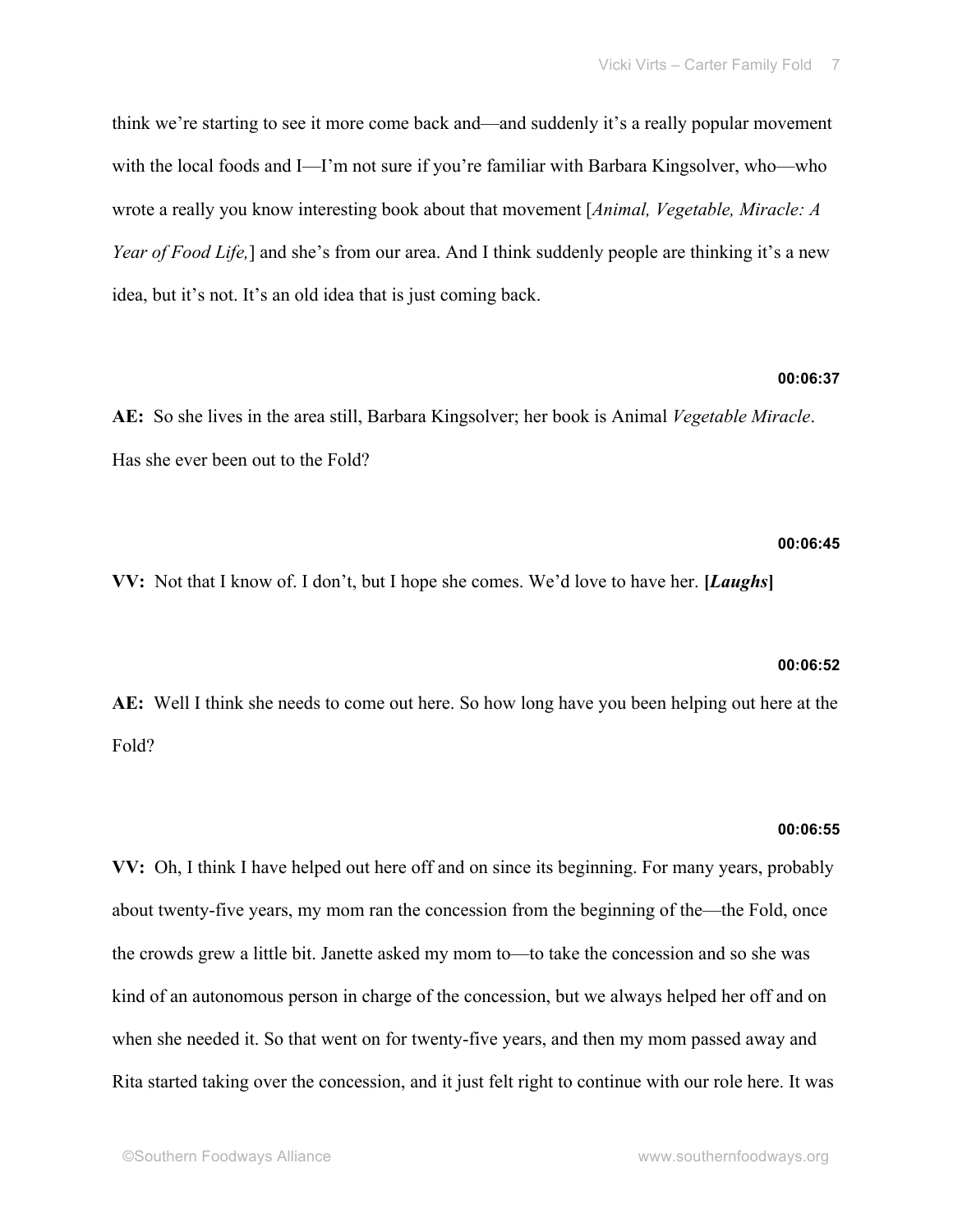think we're starting to see it more come back and—and suddenly it's a really popular movement with the local foods and I—I'm not sure if you're familiar with Barbara Kingsolver, who—who wrote a really you know interesting book about that movement [*Animal, Vegetable, Miracle: A Year of Food Life,*] and she's from our area. And I think suddenly people are thinking it's a new idea, but it's not. It's an old idea that is just coming back.

**00:06:37**

**AE:** So she lives in the area still, Barbara Kingsolver; her book is Animal *Vegetable Miracle*. Has she ever been out to the Fold?

**00:06:45**

**VV:** Not that I know of. I don't, but I hope she comes. We'd love to have her. **[*Laughs*]**

**00:06:52**

**AE:** Well I think she needs to come out here. So how long have you been helping out here at the Fold?

**00:06:55**

**VV:** Oh, I think I have helped out here off and on since its beginning. For many years, probably about twenty-five years, my mom ran the concession from the beginning of the—the Fold, once the crowds grew a little bit. Janette asked my mom to—to take the concession and so she was kind of an autonomous person in charge of the concession, but we always helped her off and on when she needed it. So that went on for twenty-five years, and then my mom passed away and Rita started taking over the concession, and it just felt right to continue with our role here. It was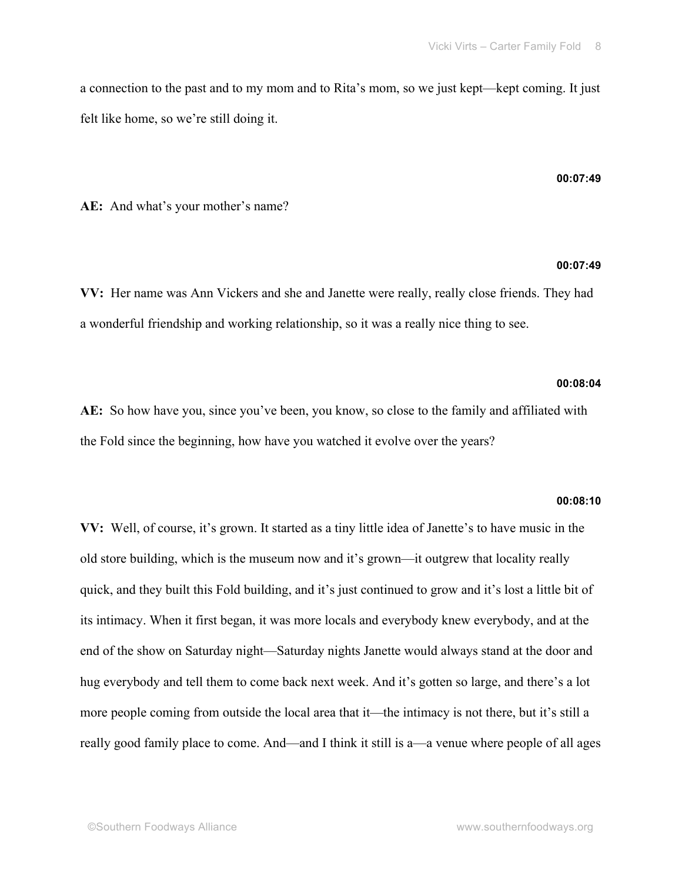a connection to the past and to my mom and to Rita's mom, so we just kept—kept coming. It just felt like home, so we're still doing it.

**00:07:49**

**AE:** And what's your mother's name?

**00:07:49**

**VV:** Her name was Ann Vickers and she and Janette were really, really close friends. They had a wonderful friendship and working relationship, so it was a really nice thing to see.

**00:08:04**

**AE:** So how have you, since you've been, you know, so close to the family and affiliated with the Fold since the beginning, how have you watched it evolve over the years?

**00:08:10**

**VV:** Well, of course, it's grown. It started as a tiny little idea of Janette's to have music in the old store building, which is the museum now and it's grown—it outgrew that locality really quick, and they built this Fold building, and it's just continued to grow and it's lost a little bit of its intimacy. When it first began, it was more locals and everybody knew everybody, and at the end of the show on Saturday night—Saturday nights Janette would always stand at the door and hug everybody and tell them to come back next week. And it's gotten so large, and there's a lot more people coming from outside the local area that it—the intimacy is not there, but it's still a really good family place to come. And—and I think it still is a—a venue where people of all ages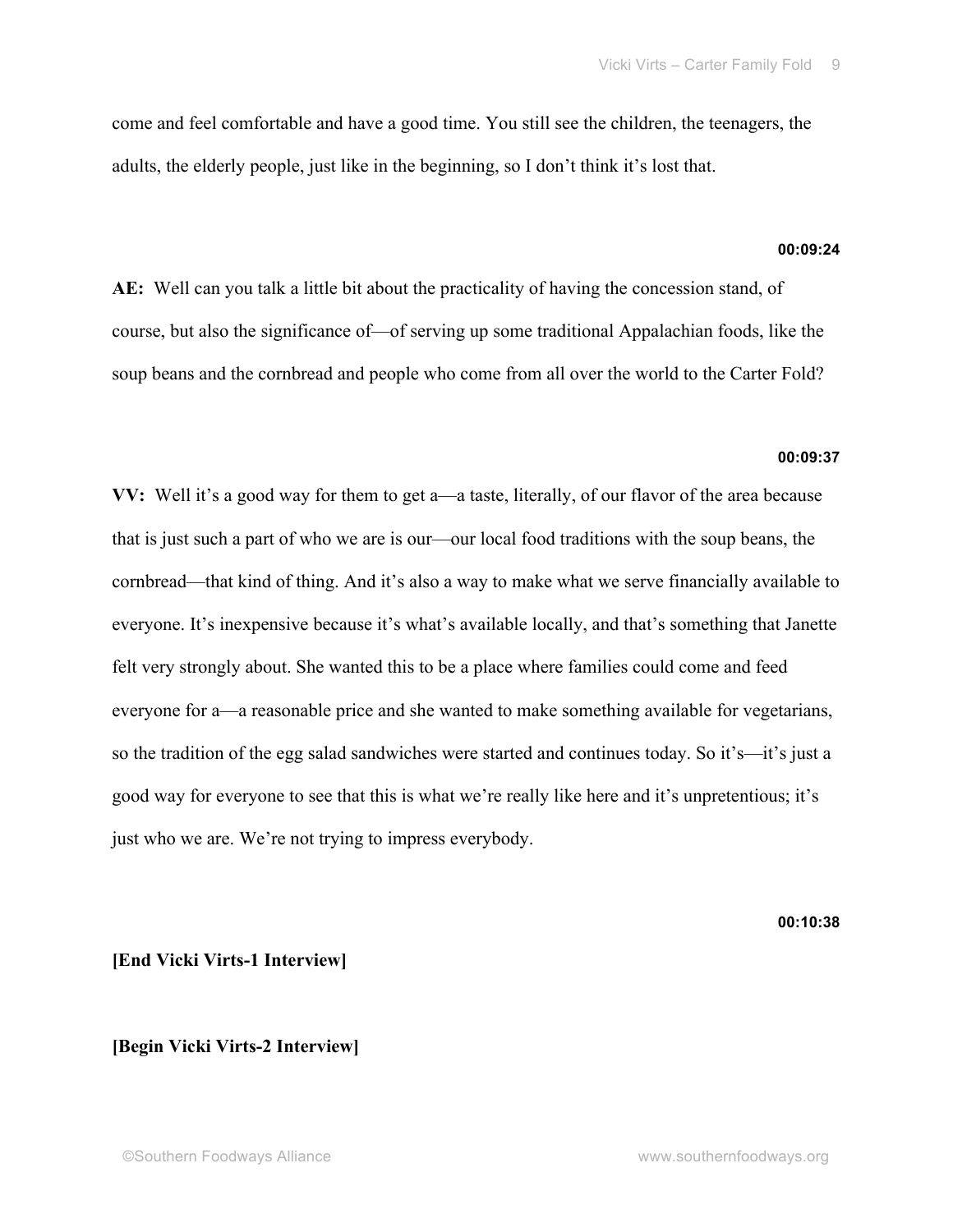come and feel comfortable and have a good time. You still see the children, the teenagers, the adults, the elderly people, just like in the beginning, so I don't think it's lost that.

**00:09:24**

**AE:** Well can you talk a little bit about the practicality of having the concession stand, of course, but also the significance of—of serving up some traditional Appalachian foods, like the soup beans and the cornbread and people who come from all over the world to the Carter Fold?

**00:09:37**

**VV:** Well it's a good way for them to get a—a taste, literally, of our flavor of the area because that is just such a part of who we are is our—our local food traditions with the soup beans, the cornbread—that kind of thing. And it's also a way to make what we serve financially available to everyone. It's inexpensive because it's what's available locally, and that's something that Janette felt very strongly about. She wanted this to be a place where families could come and feed everyone for a—a reasonable price and she wanted to make something available for vegetarians, so the tradition of the egg salad sandwiches were started and continues today. So it's—it's just a good way for everyone to see that this is what we're really like here and it's unpretentious; it's just who we are. We're not trying to impress everybody.

**00:10:38**

**[End Vicki Virts-1 Interview]**

**[Begin Vicki Virts-2 Interview]**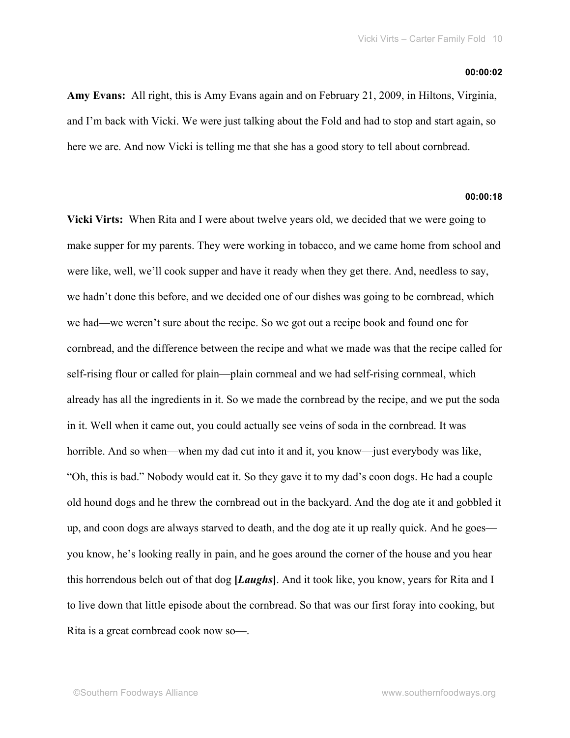**00:00:02**

**Amy Evans:** All right, this is Amy Evans again and on February 21, 2009, in Hiltons, Virginia, and I'm back with Vicki. We were just talking about the Fold and had to stop and start again, so here we are. And now Vicki is telling me that she has a good story to tell about cornbread.

**00:00:18**

**Vicki Virts:** When Rita and I were about twelve years old, we decided that we were going to make supper for my parents. They were working in tobacco, and we came home from school and were like, well, we'll cook supper and have it ready when they get there. And, needless to say, we hadn't done this before, and we decided one of our dishes was going to be cornbread, which we had—we weren't sure about the recipe. So we got out a recipe book and found one for cornbread, and the difference between the recipe and what we made was that the recipe called for self-rising flour or called for plain—plain cornmeal and we had self-rising cornmeal, which already has all the ingredients in it. So we made the cornbread by the recipe, and we put the soda in it. Well when it came out, you could actually see veins of soda in the cornbread. It was horrible. And so when—when my dad cut into it and it, you know—just everybody was like, "Oh, this is bad." Nobody would eat it. So they gave it to my dad's coon dogs. He had a couple old hound dogs and he threw the cornbread out in the backyard. And the dog ate it and gobbled it up, and coon dogs are always starved to death, and the dog ate it up really quick. And he goes—you know, he's looking really in pain, and he goes around the corner of the house and you hear this horrendous belch out of that dog **[*Laughs*]**. And it took like, you know, years for Rita and I to live down that little episode about the cornbread. So that was our first foray into cooking, but Rita is a great cornbread cook now so—.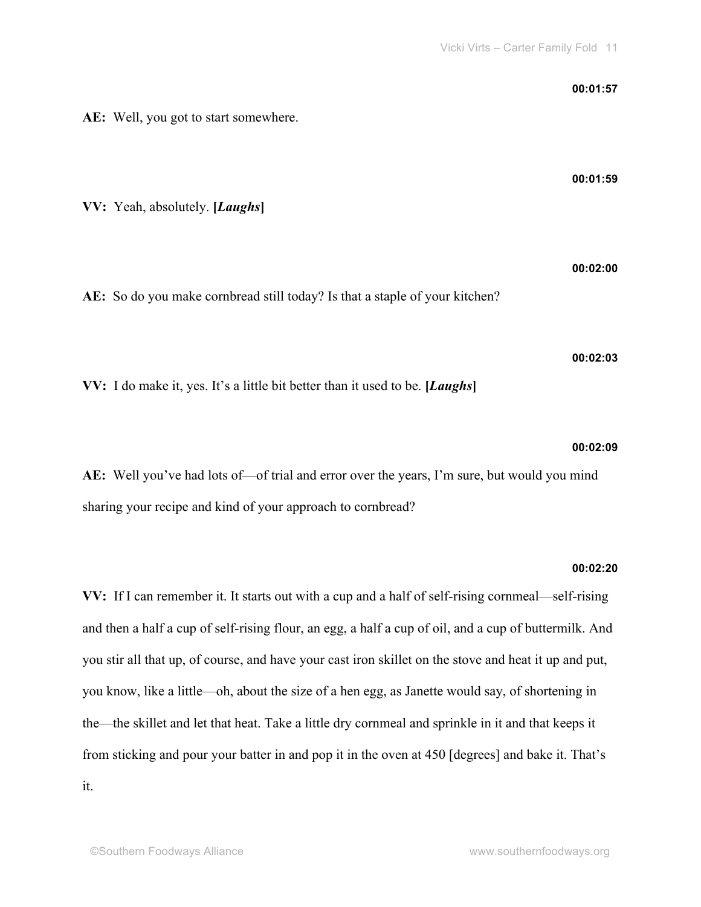**00:01:57**

**AE:** Well, you got to start somewhere.

**00:01:59**

**VV:** Yeah, absolutely. **[*Laughs*]**

**00:02:00**

**AE:** So do you make cornbread still today? Is that a staple of your kitchen?

**00:02:03**

**VV:** I do make it, yes. It's a little bit better than it used to be. **[*Laughs*]**

**00:02:09**

**AE:** Well you've had lots of—of trial and error over the years, I'm sure, but would you mind sharing your recipe and kind of your approach to cornbread?

**00:02:20**

**VV:** If I can remember it. It starts out with a cup and a half of self-rising cornmeal—self-rising and then a half a cup of self-rising flour, an egg, a half a cup of oil, and a cup of buttermilk. And you stir all that up, of course, and have your cast iron skillet on the stove and heat it up and put, you know, like a little—oh, about the size of a hen egg, as Janette would say, of shortening in the—the skillet and let that heat. Take a little dry cornmeal and sprinkle in it and that keeps it from sticking and pour your batter in and pop it in the oven at 450 [degrees] and bake it. That's it.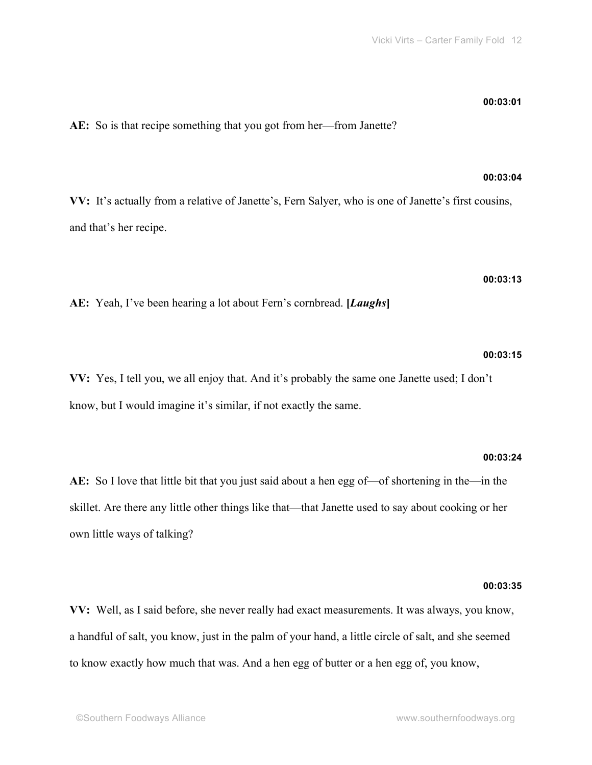**00:03:01**

**AE:** So is that recipe something that you got from her—from Janette?

**00:03:04**

**VV:** It's actually from a relative of Janette's, Fern Salyer, who is one of Janette's first cousins, and that's her recipe.

**00:03:13**

**AE:** Yeah, I've been hearing a lot about Fern's cornbread. **[*Laughs*]**

**00:03:15**

**VV:** Yes, I tell you, we all enjoy that. And it's probably the same one Janette used; I don't know, but I would imagine it's similar, if not exactly the same.

**00:03:24**

**AE:** So I love that little bit that you just said about a hen egg of—of shortening in the—in the skillet. Are there any little other things like that—that Janette used to say about cooking or her own little ways of talking?

**00:03:35**

**VV:** Well, as I said before, she never really had exact measurements. It was always, you know, a handful of salt, you know, just in the palm of your hand, a little circle of salt, and she seemed to know exactly how much that was. And a hen egg of butter or a hen egg of, you know,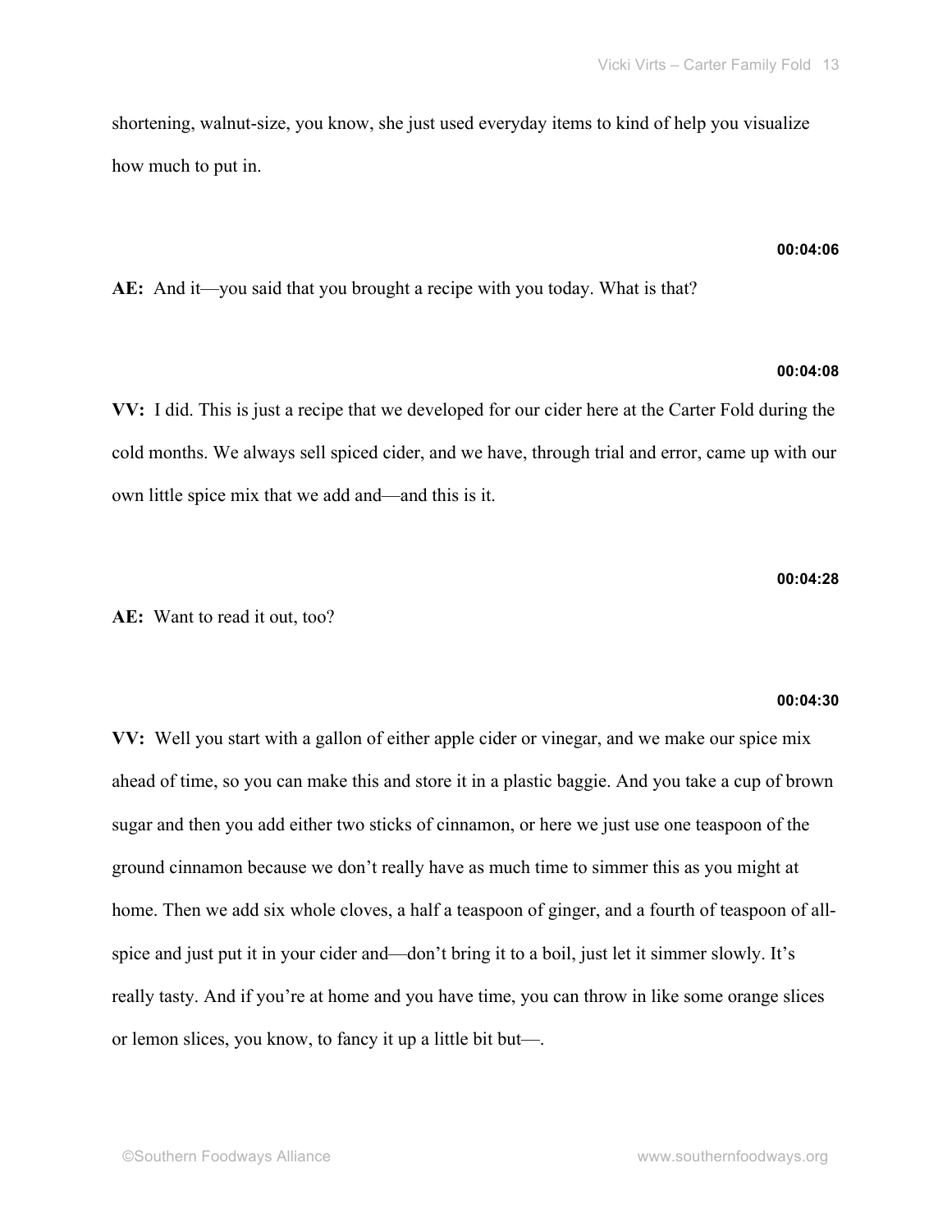shortening, walnut-size, you know, she just used everyday items to kind of help you visualize how much to put in.

**00:04:06**

**AE:** And it—you said that you brought a recipe with you today. What is that?

**00:04:08**

**VV:** I did. This is just a recipe that we developed for our cider here at the Carter Fold during the cold months. We always sell spiced cider, and we have, through trial and error, came up with our own little spice mix that we add and—and this is it.

**00:04:28**

**AE:** Want to read it out, too?

**00:04:30**

**VV:** Well you start with a gallon of either apple cider or vinegar, and we make our spice mix ahead of time, so you can make this and store it in a plastic baggie. And you take a cup of brown sugar and then you add either two sticks of cinnamon, or here we just use one teaspoon of the ground cinnamon because we don't really have as much time to simmer this as you might at home. Then we add six whole cloves, a half a teaspoon of ginger, and a fourth of teaspoon of all-spice and just put it in your cider and—don't bring it to a boil, just let it simmer slowly. It's really tasty. And if you're at home and you have time, you can throw in like some orange slices or lemon slices, you know, to fancy it up a little bit but—.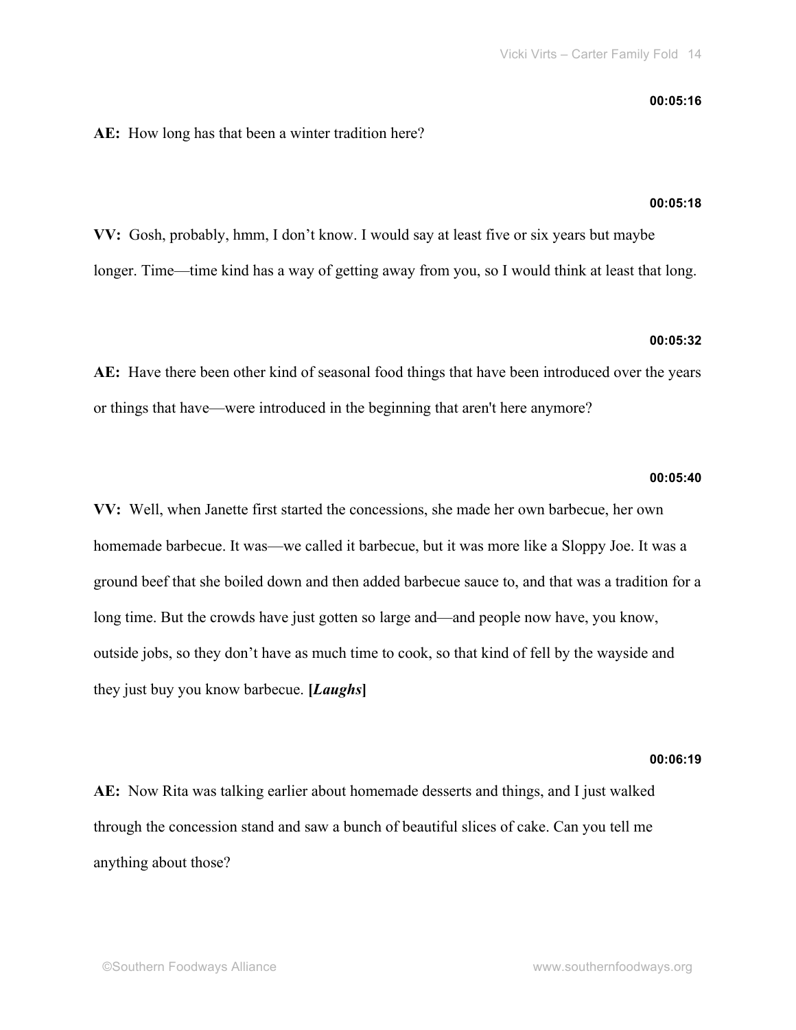**00:05:16**

**AE:** How long has that been a winter tradition here?

**00:05:18**

**VV:** Gosh, probably, hmm, I don't know. I would say at least five or six years but maybe longer. Time—time kind has a way of getting away from you, so I would think at least that long.

**00:05:32**

**AE:** Have there been other kind of seasonal food things that have been introduced over the years or things that have—were introduced in the beginning that aren't here anymore?

**00:05:40**

**VV:** Well, when Janette first started the concessions, she made her own barbecue, her own homemade barbecue. It was—we called it barbecue, but it was more like a Sloppy Joe. It was a ground beef that she boiled down and then added barbecue sauce to, and that was a tradition for a long time. But the crowds have just gotten so large and—and people now have, you know, outside jobs, so they don't have as much time to cook, so that kind of fell by the wayside and they just buy you know barbecue. **[*Laughs*]**

**00:06:19**

**AE:** Now Rita was talking earlier about homemade desserts and things, and I just walked through the concession stand and saw a bunch of beautiful slices of cake. Can you tell me anything about those?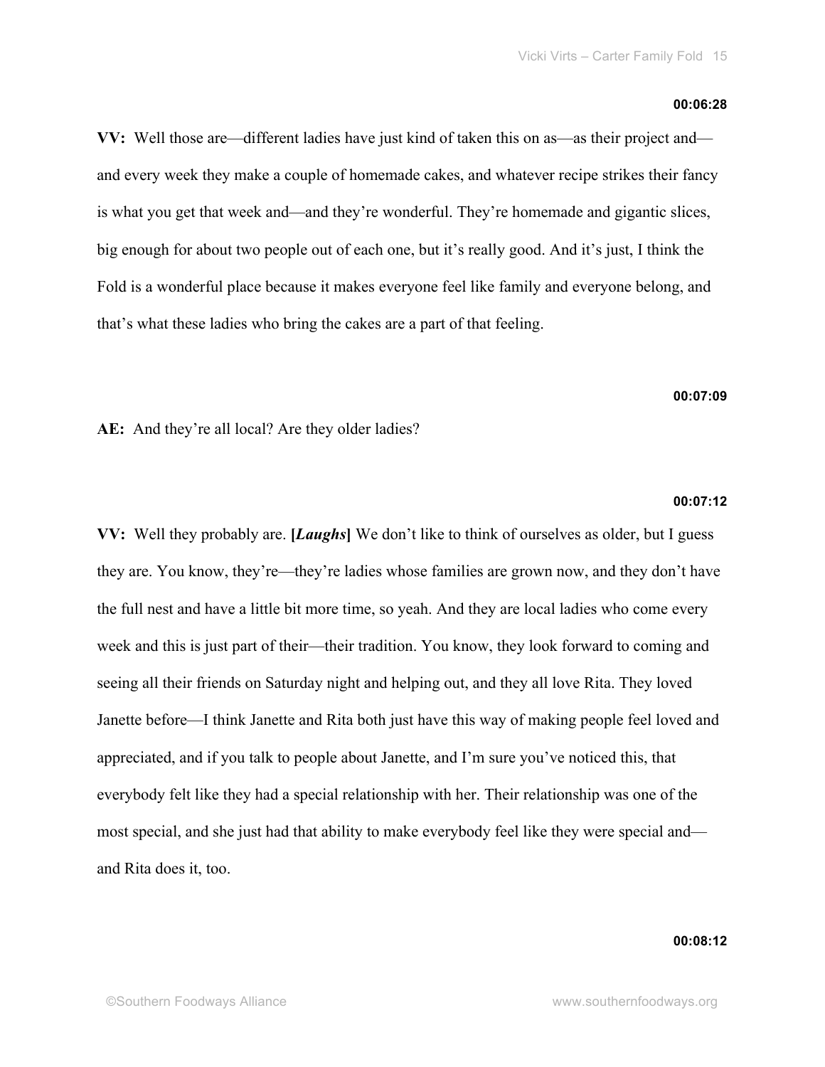**00:06:28**

**VV:** Well those are—different ladies have just kind of taken this on as—as their project and—and every week they make a couple of homemade cakes, and whatever recipe strikes their fancy is what you get that week and—and they're wonderful. They're homemade and gigantic slices, big enough for about two people out of each one, but it's really good. And it's just, I think the Fold is a wonderful place because it makes everyone feel like family and everyone belong, and that's what these ladies who bring the cakes are a part of that feeling.

**00:07:09**

**AE:** And they're all local? Are they older ladies?

**00:07:12**

**VV:** Well they probably are. **[*Laughs*]** We don't like to think of ourselves as older, but I guess they are. You know, they're—they're ladies whose families are grown now, and they don't have the full nest and have a little bit more time, so yeah. And they are local ladies who come every week and this is just part of their—their tradition. You know, they look forward to coming and seeing all their friends on Saturday night and helping out, and they all love Rita. They loved Janette before—I think Janette and Rita both just have this way of making people feel loved and appreciated, and if you talk to people about Janette, and I'm sure you've noticed this, that everybody felt like they had a special relationship with her. Their relationship was one of the most special, and she just had that ability to make everybody feel like they were special and—and Rita does it, too.

**00:08:12**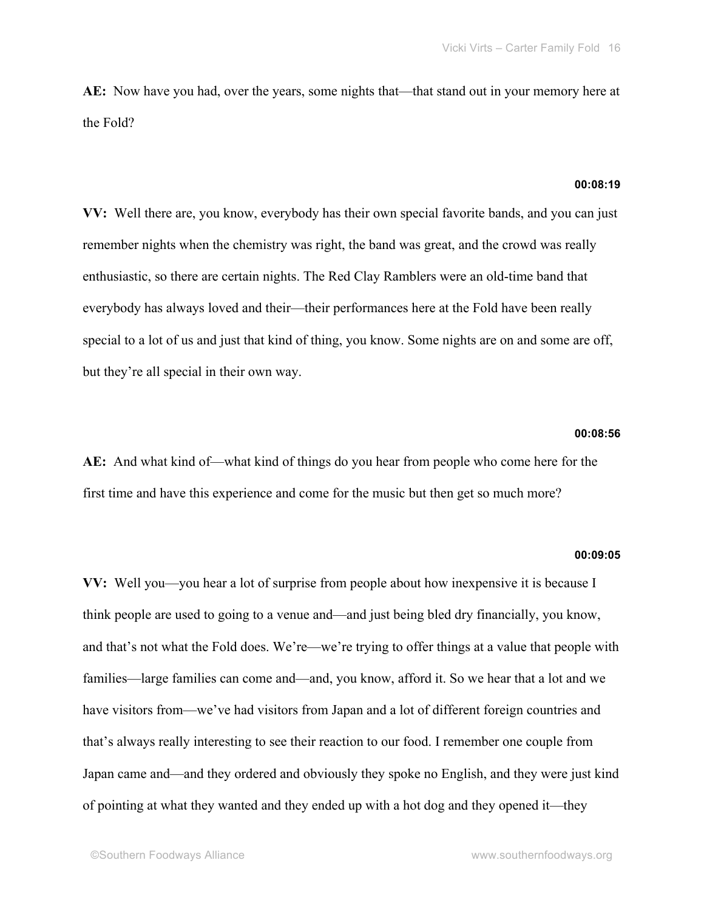**AE:** Now have you had, over the years, some nights that—that stand out in your memory here at the Fold?

**00:08:19**

**VV:** Well there are, you know, everybody has their own special favorite bands, and you can just remember nights when the chemistry was right, the band was great, and the crowd was really enthusiastic, so there are certain nights. The Red Clay Ramblers were an old-time band that everybody has always loved and their—their performances here at the Fold have been really special to a lot of us and just that kind of thing, you know. Some nights are on and some are off, but they're all special in their own way.

**00:08:56**

**AE:** And what kind of—what kind of things do you hear from people who come here for the first time and have this experience and come for the music but then get so much more?

**00:09:05**

**VV:** Well you—you hear a lot of surprise from people about how inexpensive it is because I think people are used to going to a venue and—and just being bled dry financially, you know, and that's not what the Fold does. We're—we're trying to offer things at a value that people with families—large families can come and—and, you know, afford it. So we hear that a lot and we have visitors from—we've had visitors from Japan and a lot of different foreign countries and that's always really interesting to see their reaction to our food. I remember one couple from Japan came and—and they ordered and obviously they spoke no English, and they were just kind of pointing at what they wanted and they ended up with a hot dog and they opened it—they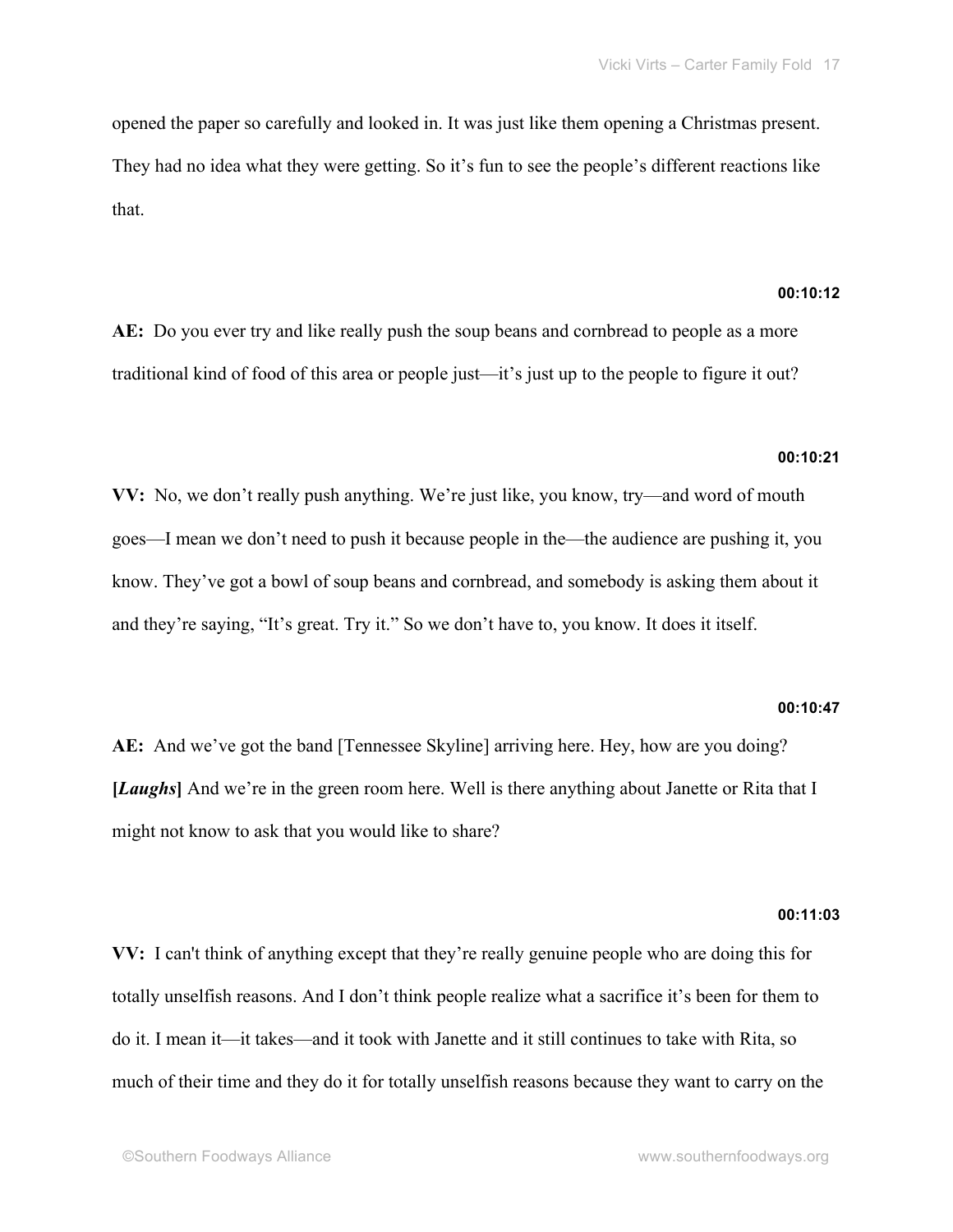opened the paper so carefully and looked in. It was just like them opening a Christmas present. They had no idea what they were getting. So it's fun to see the people's different reactions like that.

**00:10:12**

**AE:** Do you ever try and like really push the soup beans and cornbread to people as a more traditional kind of food of this area or people just—it's just up to the people to figure it out?

**00:10:21**

**VV:** No, we don't really push anything. We're just like, you know, try—and word of mouth goes—I mean we don't need to push it because people in the—the audience are pushing it, you know. They've got a bowl of soup beans and cornbread, and somebody is asking them about it and they're saying, "It's great. Try it." So we don't have to, you know. It does it itself.

**00:10:47**

**AE:** And we've got the band [Tennessee Skyline] arriving here. Hey, how are you doing? **[*Laughs*]** And we're in the green room here. Well is there anything about Janette or Rita that I might not know to ask that you would like to share?

**00:11:03**

**VV:** I can't think of anything except that they're really genuine people who are doing this for totally unselfish reasons. And I don't think people realize what a sacrifice it's been for them to do it. I mean it—it takes—and it took with Janette and it still continues to take with Rita, so much of their time and they do it for totally unselfish reasons because they want to carry on the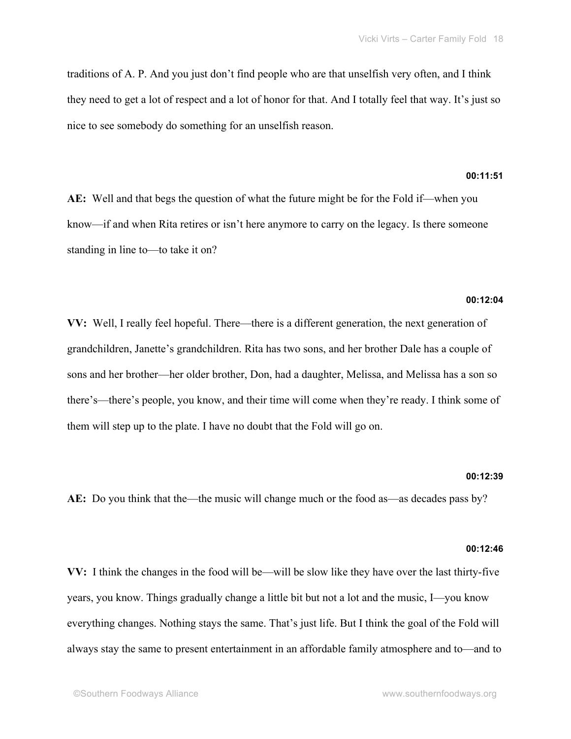traditions of A. P. And you just don't find people who are that unselfish very often, and I think they need to get a lot of respect and a lot of honor for that. And I totally feel that way. It's just so nice to see somebody do something for an unselfish reason.

**00:11:51**

**AE:** Well and that begs the question of what the future might be for the Fold if—when you know—if and when Rita retires or isn't here anymore to carry on the legacy. Is there someone standing in line to—to take it on?

**00:12:04**

**VV:** Well, I really feel hopeful. There—there is a different generation, the next generation of grandchildren, Janette's grandchildren. Rita has two sons, and her brother Dale has a couple of sons and her brother—her older brother, Don, had a daughter, Melissa, and Melissa has a son so there's—there's people, you know, and their time will come when they're ready. I think some of them will step up to the plate. I have no doubt that the Fold will go on.

**00:12:39**

**AE:** Do you think that the—the music will change much or the food as—as decades pass by?

**00:12:46**

**VV:** I think the changes in the food will be—will be slow like they have over the last thirty-five years, you know. Things gradually change a little bit but not a lot and the music, I—you know everything changes. Nothing stays the same. That's just life. But I think the goal of the Fold will always stay the same to present entertainment in an affordable family atmosphere and to—and to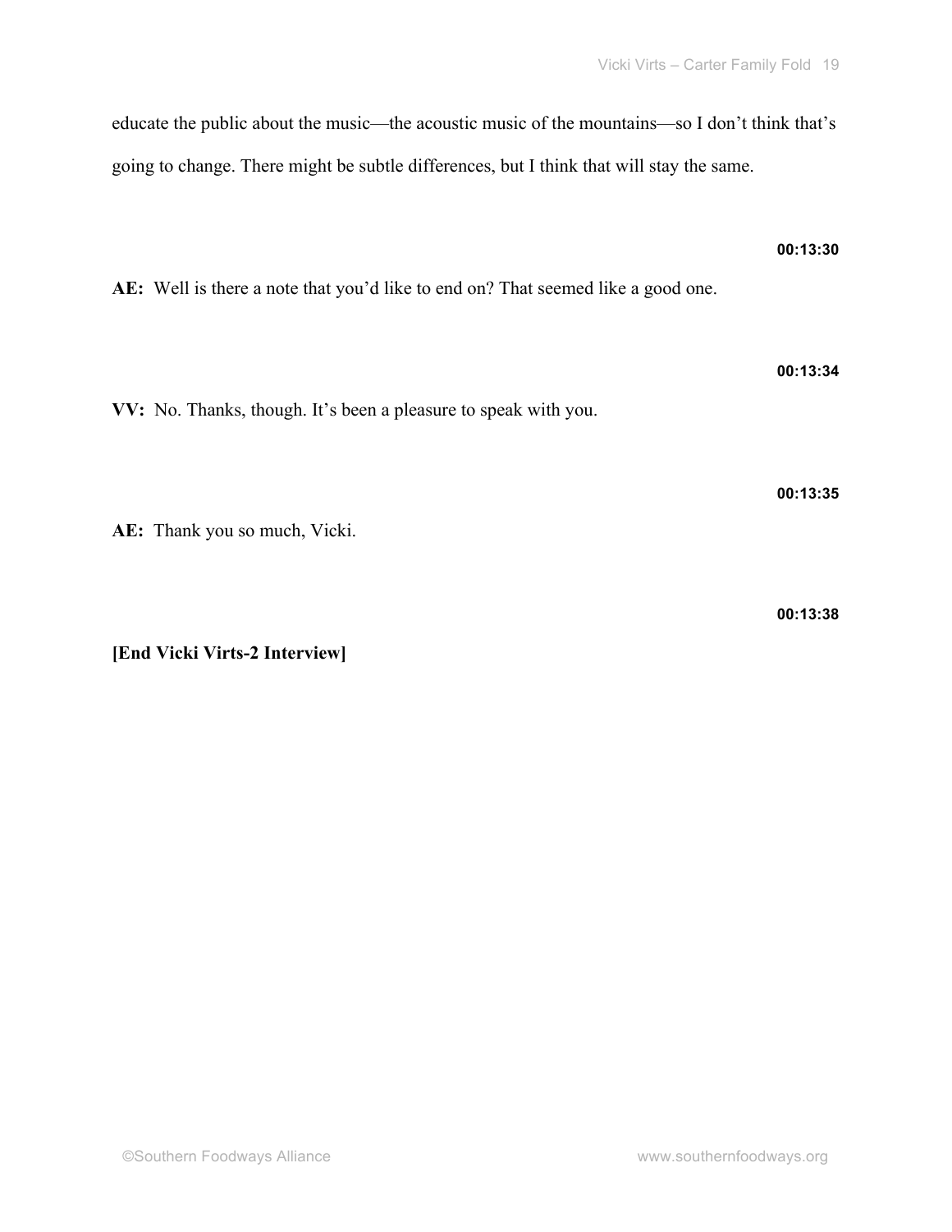educate the public about the music—the acoustic music of the mountains—so I don't think that's going to change. There might be subtle differences, but I think that will stay the same.

**00:13:30**

**AE:** Well is there a note that you'd like to end on? That seemed like a good one.

**00:13:34**

**VV:** No. Thanks, though. It's been a pleasure to speak with you.

**00:13:35**

**AE:** Thank you so much, Vicki.

**00:13:38**

**[End Vicki Virts-2 Interview]**